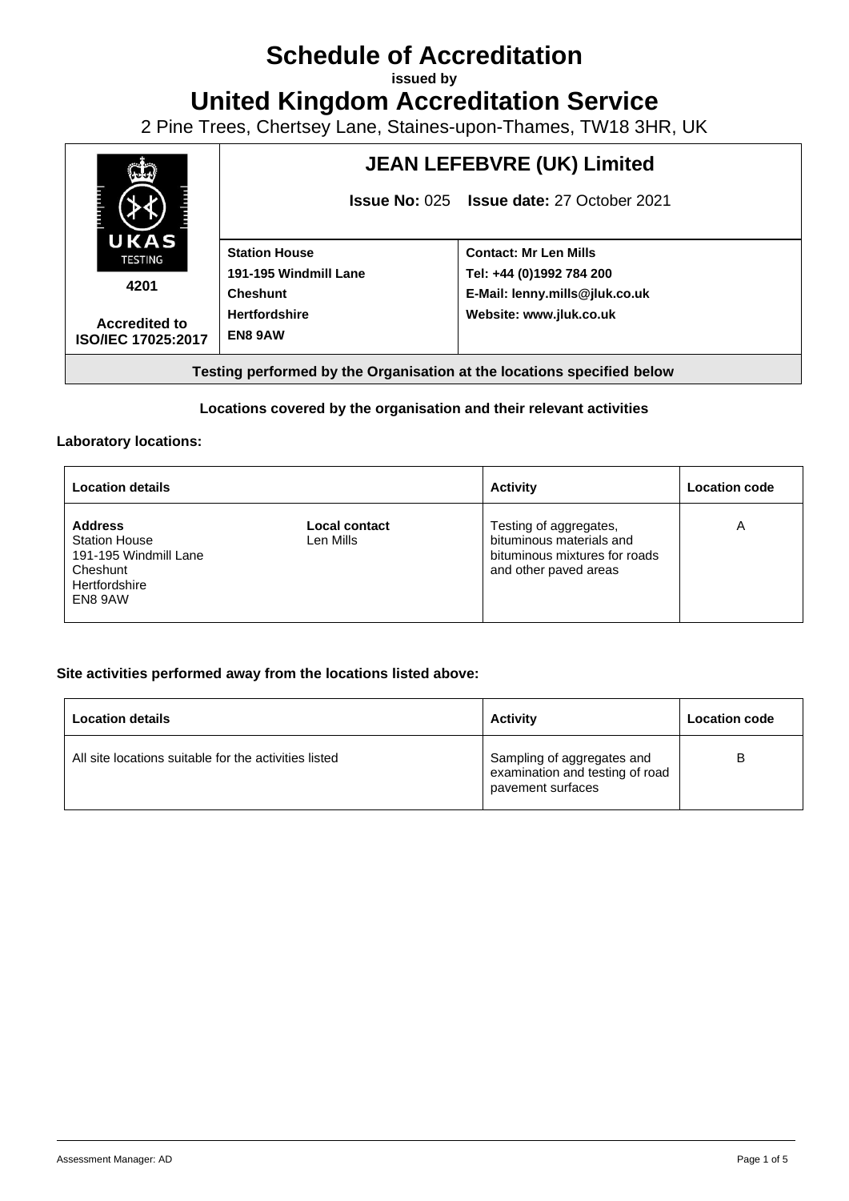# Schedule of Accreditation

**issued by**

# United Kingdom Accreditation Service

2 Pine Trees, Chertsey Lane, Staines-upon-Thames, TW18 3HR, UK

| UKAS TESTING 4201 Accredited to ISO/IEC 17025:2017 | **JEAN LEFEBVRE (UK) Limited** **Issue No:** 025 **Issue date:** 27 October 2021 | |
|---|---|---|
| | **Station House** **191-195 Windmill Lane** **Cheshunt** **Hertfordshire** **EN8 9AW** | **Contact: Mr Len Mills** **Tel: +44 (0)1992 784 200** **E-Mail: lenny.mills@jluk.co.uk** **Website: www.jluk.co.uk** |

**Testing performed by the Organisation at the locations specified below**

**Locations covered by the organisation and their relevant activities**

**Laboratory locations:**

| Location details | | Activity | Location code |
|---|---|---|---|
| **Address** Station House 191-195 Windmill Lane Cheshunt Hertfordshire EN8 9AW | **Local contact** Len Mills | Testing of aggregates, bituminous materials and bituminous mixtures for roads and other paved areas | A |

**Site activities performed away from the locations listed above:**

| Location details | Activity | Location code |
|---|---|---|
| All site locations suitable for the activities listed | Sampling of aggregates and examination and testing of road pavement surfaces | B |

Assessment Manager: AD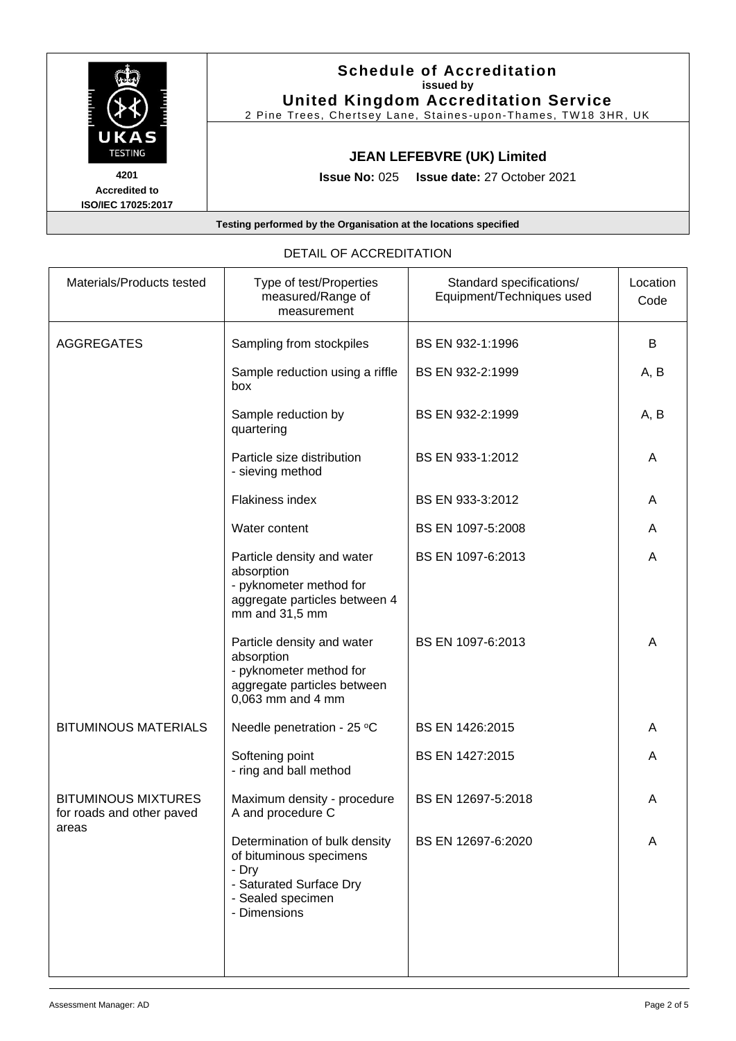UKAS TESTING

4201
Accredited to
ISO/IEC 17025:2017

**Schedule of Accreditation**
**issued by**
**United Kingdom Accreditation Service**
2 Pine Trees, Chertsey Lane, Staines-upon-Thames, TW18 3HR, UK

**JEAN LEFEBVRE (UK) Limited**

**Issue No:** 025 **Issue date:** 27 October 2021

**Testing performed by the Organisation at the locations specified**

DETAIL OF ACCREDITATION

| Materials/Products tested | Type of test/Properties measured/Range of measurement | Standard specifications/ Equipment/Techniques used | Location Code |
|---|---|---|---|
| AGGREGATES | Sampling from stockpiles | BS EN 932-1:1996 | B |
| | Sample reduction using a riffle box | BS EN 932-2:1999 | A, B |
| | Sample reduction by quartering | BS EN 932-2:1999 | A, B |
| | Particle size distribution - sieving method | BS EN 933-1:2012 | A |
| | Flakiness index | BS EN 933-3:2012 | A |
| | Water content | BS EN 1097-5:2008 | A |
| | Particle density and water absorption - pyknometer method for aggregate particles between 4 mm and 31,5 mm | BS EN 1097-6:2013 | A |
| | Particle density and water absorption - pyknometer method for aggregate particles between 0,063 mm and 4 mm | BS EN 1097-6:2013 | A |
| BITUMINOUS MATERIALS | Needle penetration - 25 °C | BS EN 1426:2015 | A |
| | Softening point - ring and ball method | BS EN 1427:2015 | A |
| BITUMINOUS MIXTURES for roads and other paved areas | Maximum density - procedure A and procedure C | BS EN 12697-5:2018 | A |
| | Determination of bulk density of bituminous specimens - Dry - Saturated Surface Dry - Sealed specimen - Dimensions | BS EN 12697-6:2020 | A |

Assessment Manager: AD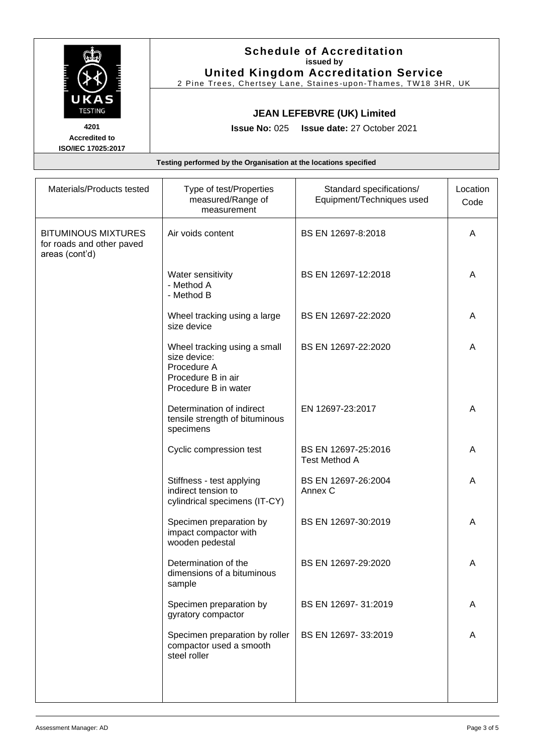**Schedule of Accreditation**
**issued by**
**United Kingdom Accreditation Service**
2 Pine Trees, Chertsey Lane, Staines-upon-Thames, TW18 3HR, UK

**4201**
**Accredited to**
**ISO/IEC 17025:2017**

## JEAN LEFEBVRE (UK) Limited

**Issue No:** 025 **Issue date:** 27 October 2021

**Testing performed by the Organisation at the locations specified**

| Materials/Products tested | Type of test/Properties measured/Range of measurement | Standard specifications/ Equipment/Techniques used | Location Code |
|---|---|---|---|
| BITUMINOUS MIXTURES for roads and other paved areas (cont'd) | Air voids content | BS EN 12697-8:2018 | A |
| | Water sensitivity<br>- Method A<br>- Method B | BS EN 12697-12:2018 | A |
| | Wheel tracking using a large size device | BS EN 12697-22:2020 | A |
| | Wheel tracking using a small size device:<br>Procedure A<br>Procedure B in air<br>Procedure B in water | BS EN 12697-22:2020 | A |
| | Determination of indirect tensile strength of bituminous specimens | EN 12697-23:2017 | A |
| | Cyclic compression test | BS EN 12697-25:2016<br>Test Method A | A |
| | Stiffness - test applying indirect tension to cylindrical specimens (IT-CY) | BS EN 12697-26:2004<br>Annex C | A |
| | Specimen preparation by impact compactor with wooden pedestal | BS EN 12697-30:2019 | A |
| | Determination of the dimensions of a bituminous sample | BS EN 12697-29:2020 | A |
| | Specimen preparation by gyratory compactor | BS EN 12697- 31:2019 | A |
| | Specimen preparation by roller compactor used a smooth steel roller | BS EN 12697- 33:2019 | A |

Assessment Manager: AD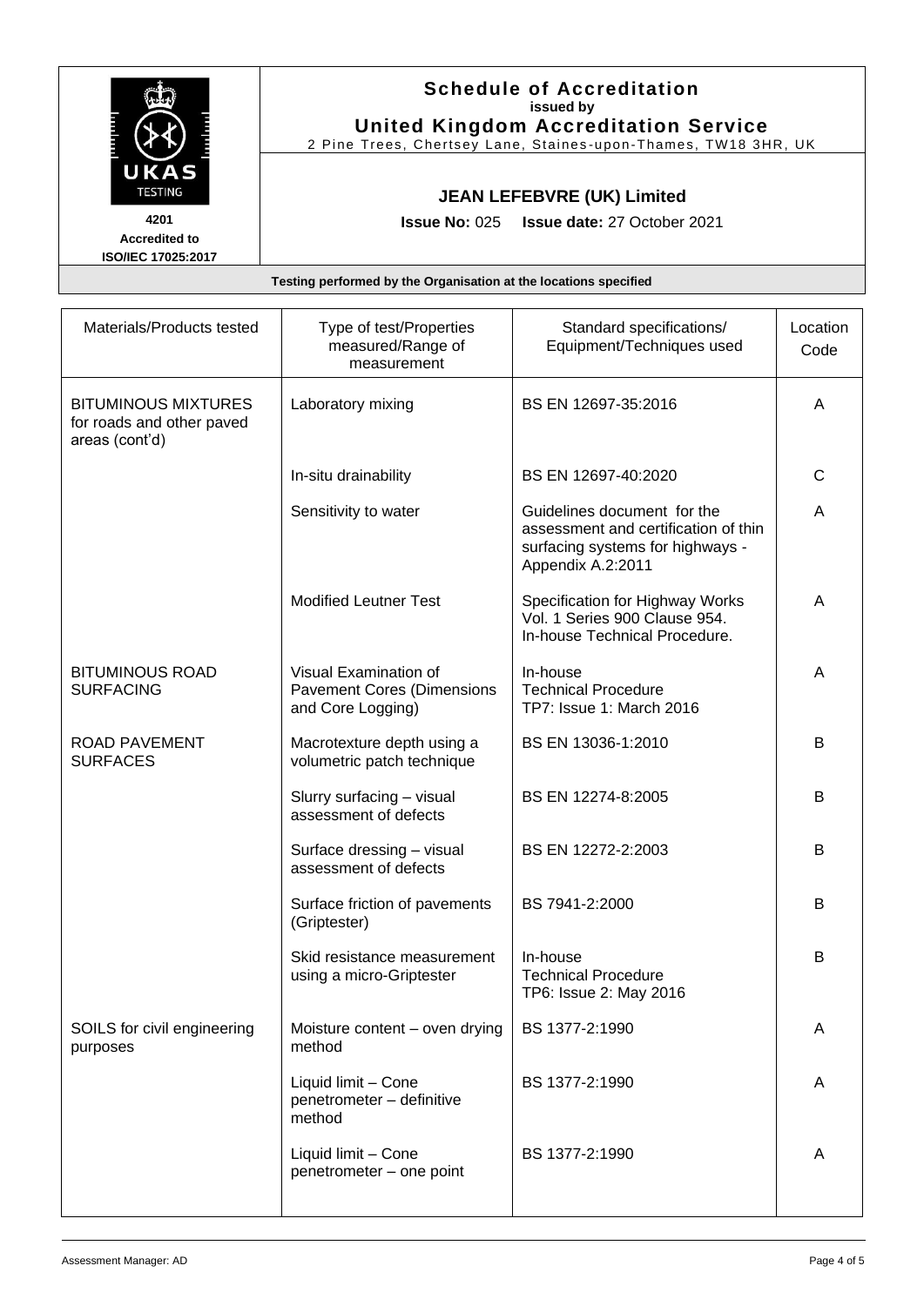**Schedule of Accreditation**
**issued by**
**United Kingdom Accreditation Service**
2 Pine Trees, Chertsey Lane, Staines-upon-Thames, TW18 3HR, UK

4201
Accredited to
ISO/IEC 17025:2017

**JEAN LEFEBVRE (UK) Limited**

**Issue No:** 025 **Issue date:** 27 October 2021

**Testing performed by the Organisation at the locations specified**

| Materials/Products tested | Type of test/Properties measured/Range of measurement | Standard specifications/ Equipment/Techniques used | Location Code |
|---|---|---|---|
| BITUMINOUS MIXTURES for roads and other paved areas (cont'd) | Laboratory mixing | BS EN 12697-35:2016 | A |
| | In-situ drainability | BS EN 12697-40:2020 | C |
| | Sensitivity to water | Guidelines document for the assessment and certification of thin surfacing systems for highways - Appendix A.2:2011 | A |
| | Modified Leutner Test | Specification for Highway Works Vol. 1 Series 900 Clause 954. In-house Technical Procedure. | A |
| BITUMINOUS ROAD SURFACING | Visual Examination of Pavement Cores (Dimensions and Core Logging) | In-house Technical Procedure TP7: Issue 1: March 2016 | A |
| ROAD PAVEMENT SURFACES | Macrotexture depth using a volumetric patch technique | BS EN 13036-1:2010 | B |
| | Slurry surfacing – visual assessment of defects | BS EN 12274-8:2005 | B |
| | Surface dressing – visual assessment of defects | BS EN 12272-2:2003 | B |
| | Surface friction of pavements (Griptester) | BS 7941-2:2000 | B |
| | Skid resistance measurement using a micro-Griptester | In-house Technical Procedure TP6: Issue 2: May 2016 | B |
| SOILS for civil engineering purposes | Moisture content – oven drying method | BS 1377-2:1990 | A |
| | Liquid limit – Cone penetrometer – definitive method | BS 1377-2:1990 | A |
| | Liquid limit – Cone penetrometer – one point | BS 1377-2:1990 | A |

Assessment Manager: AD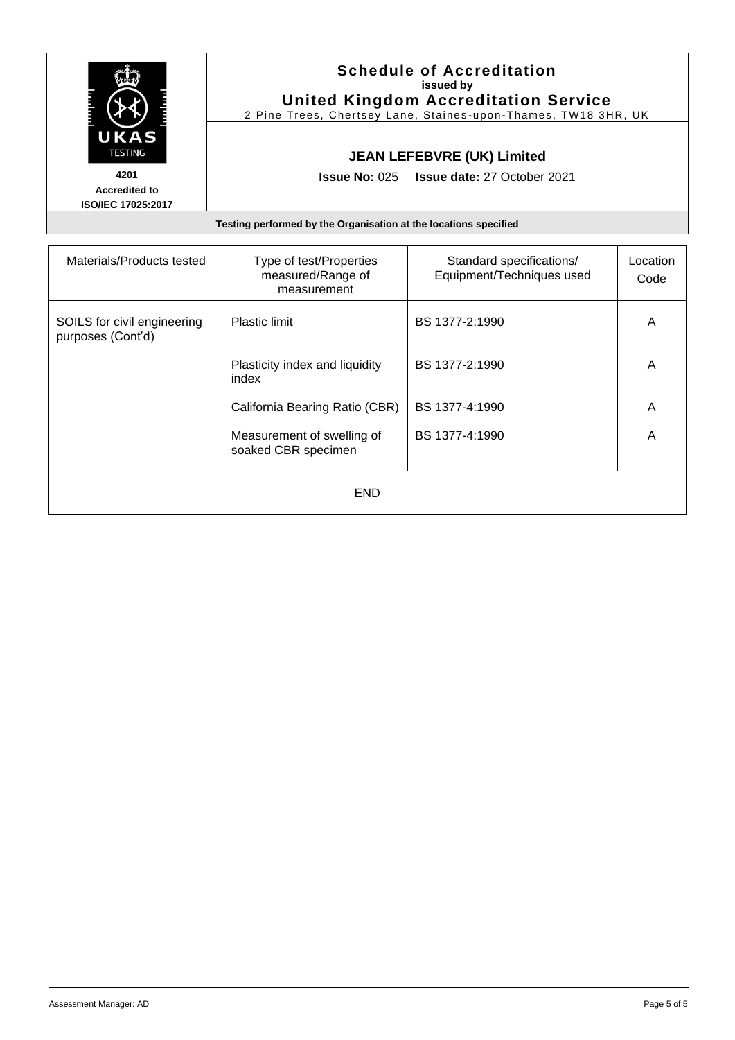**Schedule of Accreditation**
**issued by**
**United Kingdom Accreditation Service**
2 Pine Trees, Chertsey Lane, Staines-upon-Thames, TW18 3HR, UK

UKAS TESTING
4201
**Accredited to ISO/IEC 17025:2017**

## JEAN LEFEBVRE (UK) Limited

**Issue No:** 025 **Issue date:** 27 October 2021

**Testing performed by the Organisation at the locations specified**

| Materials/Products tested | Type of test/Properties measured/Range of measurement | Standard specifications/ Equipment/Techniques used | Location Code |
|---|---|---|---|
| SOILS for civil engineering purposes (Cont'd) | Plastic limit | BS 1377-2:1990 | A |
| | Plasticity index and liquidity index | BS 1377-2:1990 | A |
| | California Bearing Ratio (CBR) | BS 1377-4:1990 | A |
| | Measurement of swelling of soaked CBR specimen | BS 1377-4:1990 | A |

END

Assessment Manager: AD